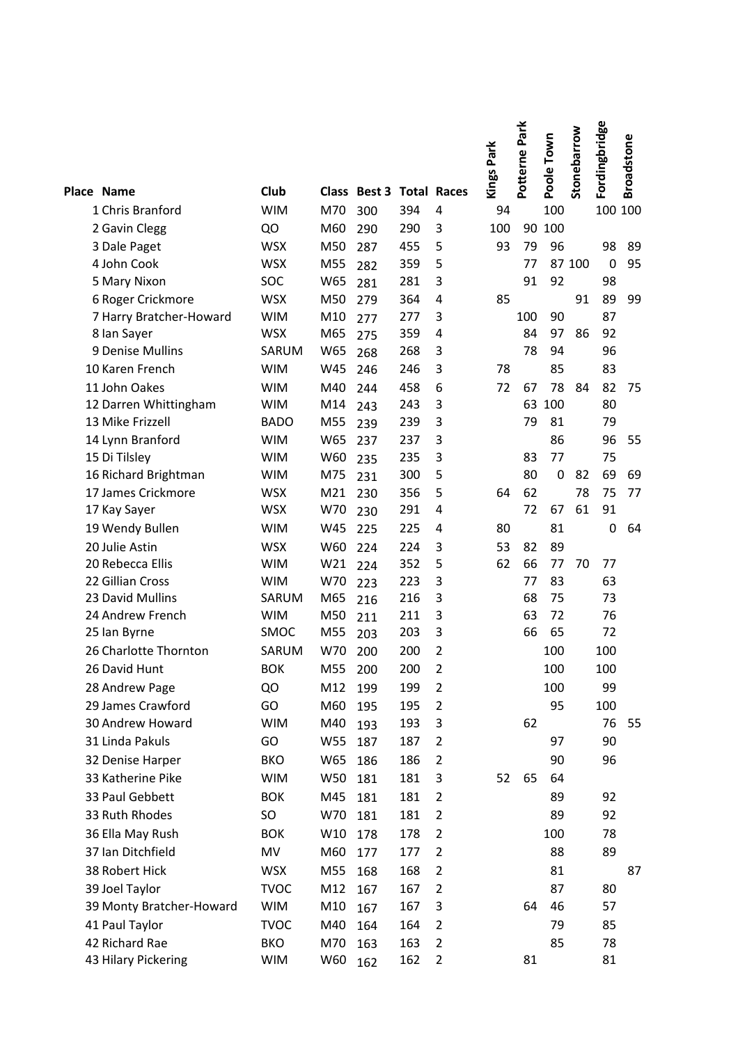| Place | Name | Club | Class | Best 3 | Total | Races | Kings Park | Potterne Park | Poole Town | Stonebarrow | Fordingbridge | Broadstone |
|---|---|---|---|---|---|---|---|---|---|---|---|---|
| 1 | Chris Branford | WIM | M70 | 300 | 394 | 4 | 94 | | 100 | | 100 | 100 |
| 2 | Gavin Clegg | QO | M60 | 290 | 290 | 3 | 100 | 90 | 100 | | | |
| 3 | Dale Paget | WSX | M50 | 287 | 455 | 5 | 93 | 79 | 96 | | 98 | 89 |
| 4 | John Cook | WSX | M55 | 282 | 359 | 5 | | 77 | 87 | 100 | 0 | 95 |
| 5 | Mary Nixon | SOC | W65 | 281 | 281 | 3 | | 91 | 92 | | 98 | |
| 6 | Roger Crickmore | WSX | M50 | 279 | 364 | 4 | 85 | | | 91 | 89 | 99 |
| 7 | Harry Bratcher-Howard | WIM | M10 | 277 | 277 | 3 | | 100 | 90 | | 87 | |
| 8 | Ian Sayer | WSX | M65 | 275 | 359 | 4 | | 84 | 97 | 86 | 92 | |
| 9 | Denise Mullins | SARUM | W65 | 268 | 268 | 3 | | 78 | 94 | | 96 | |
| 10 | Karen French | WIM | W45 | 246 | 246 | 3 | 78 | | 85 | | 83 | |
| 11 | John Oakes | WIM | M40 | 244 | 458 | 6 | 72 | 67 | 78 | 84 | 82 | 75 |
| 12 | Darren Whittingham | WIM | M14 | 243 | 243 | 3 | | 63 | 100 | | 80 | |
| 13 | Mike Frizzell | BADO | M55 | 239 | 239 | 3 | | 79 | 81 | | 79 | |
| 14 | Lynn Branford | WIM | W65 | 237 | 237 | 3 | | | 86 | | 96 | 55 |
| 15 | Di Tilsley | WIM | W60 | 235 | 235 | 3 | | 83 | 77 | | 75 | |
| 16 | Richard Brightman | WIM | M75 | 231 | 300 | 5 | | 80 | 0 | 82 | 69 | 69 |
| 17 | James Crickmore | WSX | M21 | 230 | 356 | 5 | 64 | 62 | | 78 | 75 | 77 |
| 17 | Kay Sayer | WSX | W70 | 230 | 291 | 4 | | 72 | 67 | 61 | 91 | |
| 19 | Wendy Bullen | WIM | W45 | 225 | 225 | 4 | 80 | | 81 | | 0 | 64 |
| 20 | Julie Astin | WSX | W60 | 224 | 224 | 3 | 53 | 82 | 89 | | | |
| 20 | Rebecca Ellis | WIM | W21 | 224 | 352 | 5 | 62 | 66 | 77 | 70 | 77 | |
| 22 | Gillian Cross | WIM | W70 | 223 | 223 | 3 | | 77 | 83 | | 63 | |
| 23 | David Mullins | SARUM | M65 | 216 | 216 | 3 | | 68 | 75 | | 73 | |
| 24 | Andrew French | WIM | M50 | 211 | 211 | 3 | | 63 | 72 | | 76 | |
| 25 | Ian Byrne | SMOC | M55 | 203 | 203 | 3 | | 66 | 65 | | 72 | |
| 26 | Charlotte Thornton | SARUM | W70 | 200 | 200 | 2 | | | 100 | | 100 | |
| 26 | David Hunt | BOK | M55 | 200 | 200 | 2 | | | 100 | | 100 | |
| 28 | Andrew Page | QO | M12 | 199 | 199 | 2 | | | 100 | | 99 | |
| 29 | James Crawford | GO | M60 | 195 | 195 | 2 | | | 95 | | 100 | |
| 30 | Andrew Howard | WIM | M40 | 193 | 193 | 3 | | 62 | | | 76 | 55 |
| 31 | Linda Pakuls | GO | W55 | 187 | 187 | 2 | | | 97 | | 90 | |
| 32 | Denise Harper | BKO | W65 | 186 | 186 | 2 | | | 90 | | 96 | |
| 33 | Katherine Pike | WIM | W50 | 181 | 181 | 3 | 52 | 65 | 64 | | | |
| 33 | Paul Gebbett | BOK | M45 | 181 | 181 | 2 | | | 89 | | 92 | |
| 33 | Ruth Rhodes | SO | W70 | 181 | 181 | 2 | | | 89 | | 92 | |
| 36 | Ella May Rush | BOK | W10 | 178 | 178 | 2 | | | 100 | | 78 | |
| 37 | Ian Ditchfield | MV | M60 | 177 | 177 | 2 | | | 88 | | 89 | |
| 38 | Robert Hick | WSX | M55 | 168 | 168 | 2 | | | 81 | | | 87 |
| 39 | Joel Taylor | TVOC | M12 | 167 | 167 | 2 | | | 87 | | 80 | |
| 39 | Monty Bratcher-Howard | WIM | M10 | 167 | 167 | 3 | | 64 | 46 | | 57 | |
| 41 | Paul Taylor | TVOC | M40 | 164 | 164 | 2 | | | 79 | | 85 | |
| 42 | Richard Rae | BKO | M70 | 163 | 163 | 2 | | | 85 | | 78 | |
| 43 | Hilary Pickering | WIM | W60 | 162 | 162 | 2 | | 81 | | | 81 | |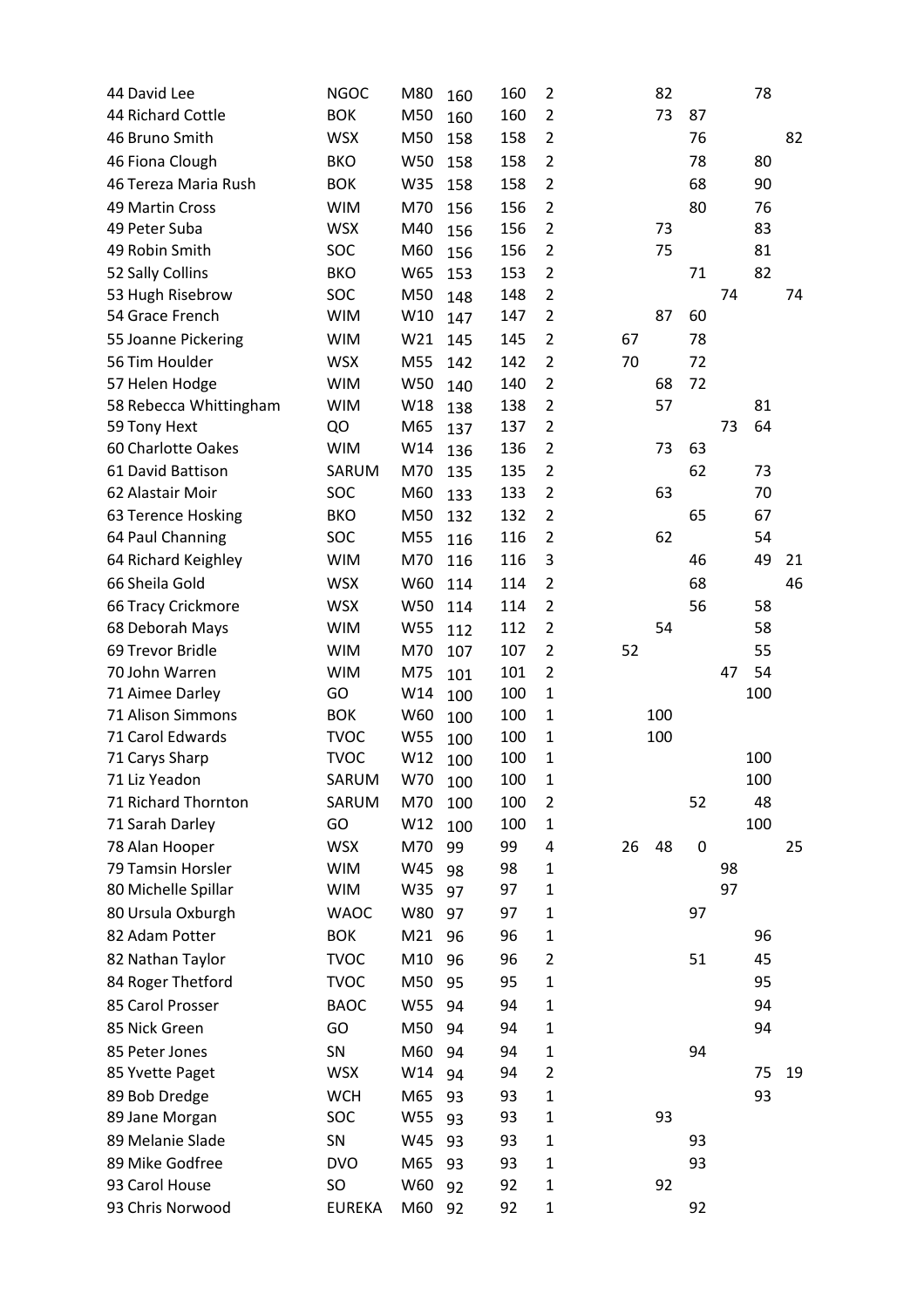| | | | | | | | | | | | |
|---|---|---|---|---|---|---|---|---|---|---|---|
| 44 David Lee | NGOC | M80 | 160 | 160 | 2 | | 82 | | | 78 | |
| 44 Richard Cottle | BOK | M50 | 160 | 160 | 2 | | 73 | 87 | | | |
| 46 Bruno Smith | WSX | M50 | 158 | 158 | 2 | | | 76 | | | 82 |
| 46 Fiona Clough | BKO | W50 | 158 | 158 | 2 | | | 78 | | 80 | |
| 46 Tereza Maria Rush | BOK | W35 | 158 | 158 | 2 | | | 68 | | 90 | |
| 49 Martin Cross | WIM | M70 | 156 | 156 | 2 | | | 80 | | 76 | |
| 49 Peter Suba | WSX | M40 | 156 | 156 | 2 | | 73 | | | 83 | |
| 49 Robin Smith | SOC | M60 | 156 | 156 | 2 | | 75 | | | 81 | |
| 52 Sally Collins | BKO | W65 | 153 | 153 | 2 | | | 71 | | 82 | |
| 53 Hugh Risebrow | SOC | M50 | 148 | 148 | 2 | | | | 74 | | 74 |
| 54 Grace French | WIM | W10 | 147 | 147 | 2 | | 87 | 60 | | | |
| 55 Joanne Pickering | WIM | W21 | 145 | 145 | 2 | 67 | | 78 | | | |
| 56 Tim Houlder | WSX | M55 | 142 | 142 | 2 | 70 | | 72 | | | |
| 57 Helen Hodge | WIM | W50 | 140 | 140 | 2 | | 68 | 72 | | | |
| 58 Rebecca Whittingham | WIM | W18 | 138 | 138 | 2 | | 57 | | | 81 | |
| 59 Tony Hext | QO | M65 | 137 | 137 | 2 | | | | 73 | 64 | |
| 60 Charlotte Oakes | WIM | W14 | 136 | 136 | 2 | | 73 | 63 | | | |
| 61 David Battison | SARUM | M70 | 135 | 135 | 2 | | | 62 | | 73 | |
| 62 Alastair Moir | SOC | M60 | 133 | 133 | 2 | | 63 | | | 70 | |
| 63 Terence Hosking | BKO | M50 | 132 | 132 | 2 | | | 65 | | 67 | |
| 64 Paul Channing | SOC | M55 | 116 | 116 | 2 | | 62 | | | 54 | |
| 64 Richard Keighley | WIM | M70 | 116 | 116 | 3 | | | 46 | | 49 | 21 |
| 66 Sheila Gold | WSX | W60 | 114 | 114 | 2 | | | 68 | | | 46 |
| 66 Tracy Crickmore | WSX | W50 | 114 | 114 | 2 | | | 56 | | 58 | |
| 68 Deborah Mays | WIM | W55 | 112 | 112 | 2 | | 54 | | | 58 | |
| 69 Trevor Bridle | WIM | M70 | 107 | 107 | 2 | 52 | | | | 55 | |
| 70 John Warren | WIM | M75 | 101 | 101 | 2 | | | | 47 | 54 | |
| 71 Aimee Darley | GO | W14 | 100 | 100 | 1 | | | | | 100 | |
| 71 Alison Simmons | BOK | W60 | 100 | 100 | 1 | | 100 | | | | |
| 71 Carol Edwards | TVOC | W55 | 100 | 100 | 1 | | 100 | | | | |
| 71 Carys Sharp | TVOC | W12 | 100 | 100 | 1 | | | | | 100 | |
| 71 Liz Yeadon | SARUM | W70 | 100 | 100 | 1 | | | | | 100 | |
| 71 Richard Thornton | SARUM | M70 | 100 | 100 | 2 | | | 52 | | 48 | |
| 71 Sarah Darley | GO | W12 | 100 | 100 | 1 | | | | | 100 | |
| 78 Alan Hooper | WSX | M70 | 99 | 99 | 4 | 26 | 48 | 0 | | | 25 |
| 79 Tamsin Horsler | WIM | W45 | 98 | 98 | 1 | | | | 98 | | |
| 80 Michelle Spillar | WIM | W35 | 97 | 97 | 1 | | | | 97 | | |
| 80 Ursula Oxburgh | WAOC | W80 | 97 | 97 | 1 | | | 97 | | | |
| 82 Adam Potter | BOK | M21 | 96 | 96 | 1 | | | | | 96 | |
| 82 Nathan Taylor | TVOC | M10 | 96 | 96 | 2 | | | 51 | | 45 | |
| 84 Roger Thetford | TVOC | M50 | 95 | 95 | 1 | | | | | 95 | |
| 85 Carol Prosser | BAOC | W55 | 94 | 94 | 1 | | | | | 94 | |
| 85 Nick Green | GO | M50 | 94 | 94 | 1 | | | | | 94 | |
| 85 Peter Jones | SN | M60 | 94 | 94 | 1 | | | 94 | | | |
| 85 Yvette Paget | WSX | W14 | 94 | 94 | 2 | | | | | 75 | 19 |
| 89 Bob Dredge | WCH | M65 | 93 | 93 | 1 | | | | | 93 | |
| 89 Jane Morgan | SOC | W55 | 93 | 93 | 1 | | 93 | | | | |
| 89 Melanie Slade | SN | W45 | 93 | 93 | 1 | | | 93 | | | |
| 89 Mike Godfree | DVO | M65 | 93 | 93 | 1 | | | 93 | | | |
| 93 Carol House | SO | W60 | 92 | 92 | 1 | | 92 | | | | |
| 93 Chris Norwood | EUREKA | M60 | 92 | 92 | 1 | | | 92 | | | |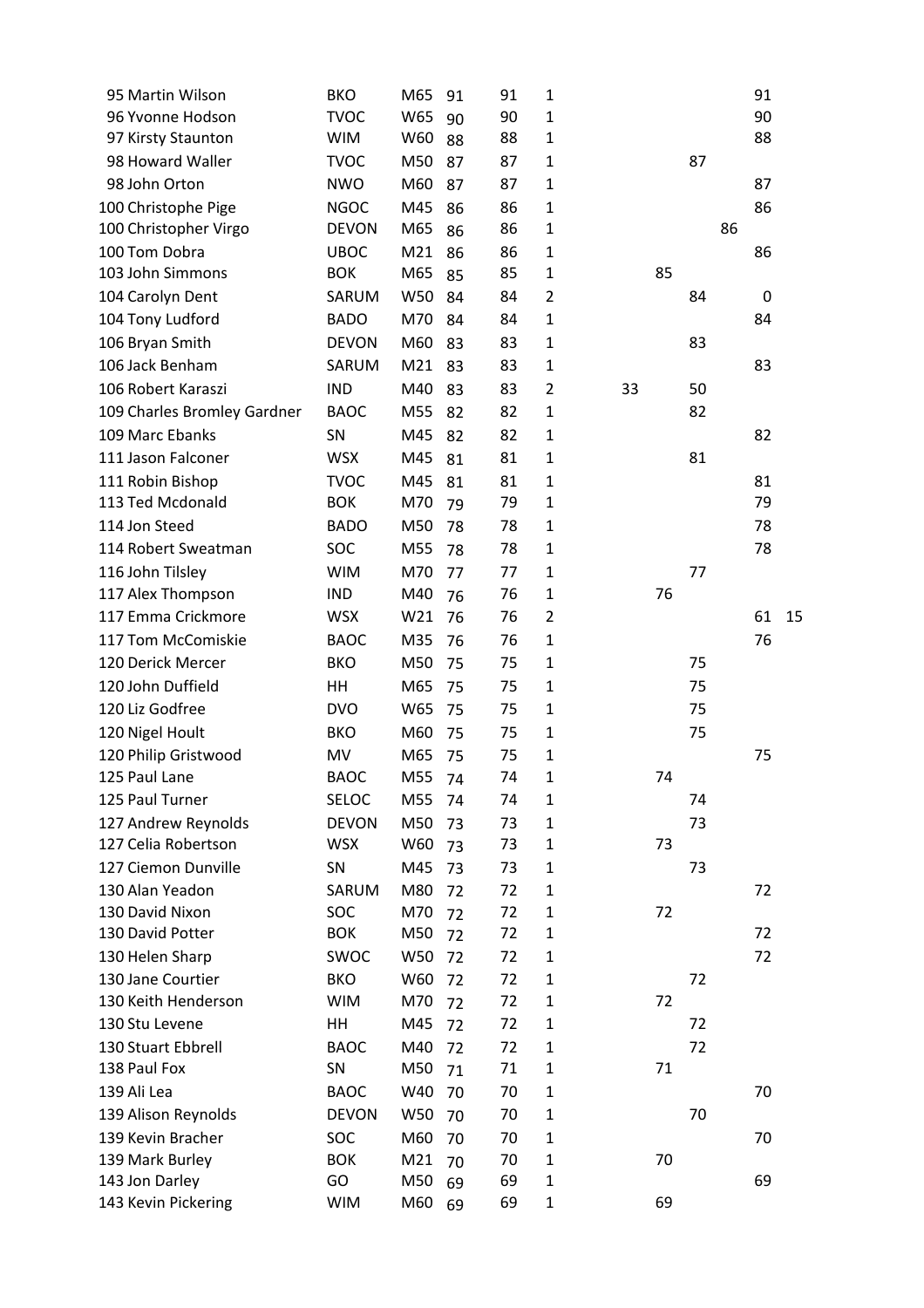| | | | | | | | | | | | | |
|---|---|---|---|---|---|---|---|---|---|---|---|---|
| 95 | Martin Wilson | BKO | M65 | 91 | 91 | 1 | | | | | 91 | |
| 96 | Yvonne Hodson | TVOC | W65 | 90 | 90 | 1 | | | | | 90 | |
| 97 | Kirsty Staunton | WIM | W60 | 88 | 88 | 1 | | | | | 88 | |
| 98 | Howard Waller | TVOC | M50 | 87 | 87 | 1 | | | 87 | | | |
| 98 | John Orton | NWO | M60 | 87 | 87 | 1 | | | | | 87 | |
| 100 | Christophe Pige | NGOC | M45 | 86 | 86 | 1 | | | | | 86 | |
| 100 | Christopher Virgo | DEVON | M65 | 86 | 86 | 1 | | | | 86 | | |
| 100 | Tom Dobra | UBOC | M21 | 86 | 86 | 1 | | | | | 86 | |
| 103 | John Simmons | BOK | M65 | 85 | 85 | 1 | | 85 | | | | |
| 104 | Carolyn Dent | SARUM | W50 | 84 | 84 | 2 | | | 84 | | 0 | |
| 104 | Tony Ludford | BADO | M70 | 84 | 84 | 1 | | | | | 84 | |
| 106 | Bryan Smith | DEVON | M60 | 83 | 83 | 1 | | | 83 | | | |
| 106 | Jack Benham | SARUM | M21 | 83 | 83 | 1 | | | | | 83 | |
| 106 | Robert Karaszi | IND | M40 | 83 | 83 | 2 | 33 | | 50 | | | |
| 109 | Charles Bromley Gardner | BAOC | M55 | 82 | 82 | 1 | | | 82 | | | |
| 109 | Marc Ebanks | SN | M45 | 82 | 82 | 1 | | | | | 82 | |
| 111 | Jason Falconer | WSX | M45 | 81 | 81 | 1 | | | 81 | | | |
| 111 | Robin Bishop | TVOC | M45 | 81 | 81 | 1 | | | | | 81 | |
| 113 | Ted Mcdonald | BOK | M70 | 79 | 79 | 1 | | | | | 79 | |
| 114 | Jon Steed | BADO | M50 | 78 | 78 | 1 | | | | | 78 | |
| 114 | Robert Sweatman | SOC | M55 | 78 | 78 | 1 | | | | | 78 | |
| 116 | John Tilsley | WIM | M70 | 77 | 77 | 1 | | | 77 | | | |
| 117 | Alex Thompson | IND | M40 | 76 | 76 | 1 | | 76 | | | | |
| 117 | Emma Crickmore | WSX | W21 | 76 | 76 | 2 | | | | | 61 | 15 |
| 117 | Tom McComiskie | BAOC | M35 | 76 | 76 | 1 | | | | | 76 | |
| 120 | Derick Mercer | BKO | M50 | 75 | 75 | 1 | | | 75 | | | |
| 120 | John Duffield | HH | M65 | 75 | 75 | 1 | | | 75 | | | |
| 120 | Liz Godfree | DVO | W65 | 75 | 75 | 1 | | | 75 | | | |
| 120 | Nigel Hoult | BKO | M60 | 75 | 75 | 1 | | | 75 | | | |
| 120 | Philip Gristwood | MV | M65 | 75 | 75 | 1 | | | | | 75 | |
| 125 | Paul Lane | BAOC | M55 | 74 | 74 | 1 | | 74 | | | | |
| 125 | Paul Turner | SELOC | M55 | 74 | 74 | 1 | | | 74 | | | |
| 127 | Andrew Reynolds | DEVON | M50 | 73 | 73 | 1 | | | 73 | | | |
| 127 | Celia Robertson | WSX | W60 | 73 | 73 | 1 | | 73 | | | | |
| 127 | Ciemon Dunville | SN | M45 | 73 | 73 | 1 | | | 73 | | | |
| 130 | Alan Yeadon | SARUM | M80 | 72 | 72 | 1 | | | | | 72 | |
| 130 | David Nixon | SOC | M70 | 72 | 72 | 1 | | 72 | | | | |
| 130 | David Potter | BOK | M50 | 72 | 72 | 1 | | | | | 72 | |
| 130 | Helen Sharp | SWOC | W50 | 72 | 72 | 1 | | | | | 72 | |
| 130 | Jane Courtier | BKO | W60 | 72 | 72 | 1 | | | 72 | | | |
| 130 | Keith Henderson | WIM | M70 | 72 | 72 | 1 | | 72 | | | | |
| 130 | Stu Levene | HH | M45 | 72 | 72 | 1 | | | 72 | | | |
| 130 | Stuart Ebbrell | BAOC | M40 | 72 | 72 | 1 | | | 72 | | | |
| 138 | Paul Fox | SN | M50 | 71 | 71 | 1 | | 71 | | | | |
| 139 | Ali Lea | BAOC | W40 | 70 | 70 | 1 | | | | | 70 | |
| 139 | Alison Reynolds | DEVON | W50 | 70 | 70 | 1 | | | 70 | | | |
| 139 | Kevin Bracher | SOC | M60 | 70 | 70 | 1 | | | | | 70 | |
| 139 | Mark Burley | BOK | M21 | 70 | 70 | 1 | | 70 | | | | |
| 143 | Jon Darley | GO | M50 | 69 | 69 | 1 | | | | | 69 | |
| 143 | Kevin Pickering | WIM | M60 | 69 | 69 | 1 | | 69 | | | | |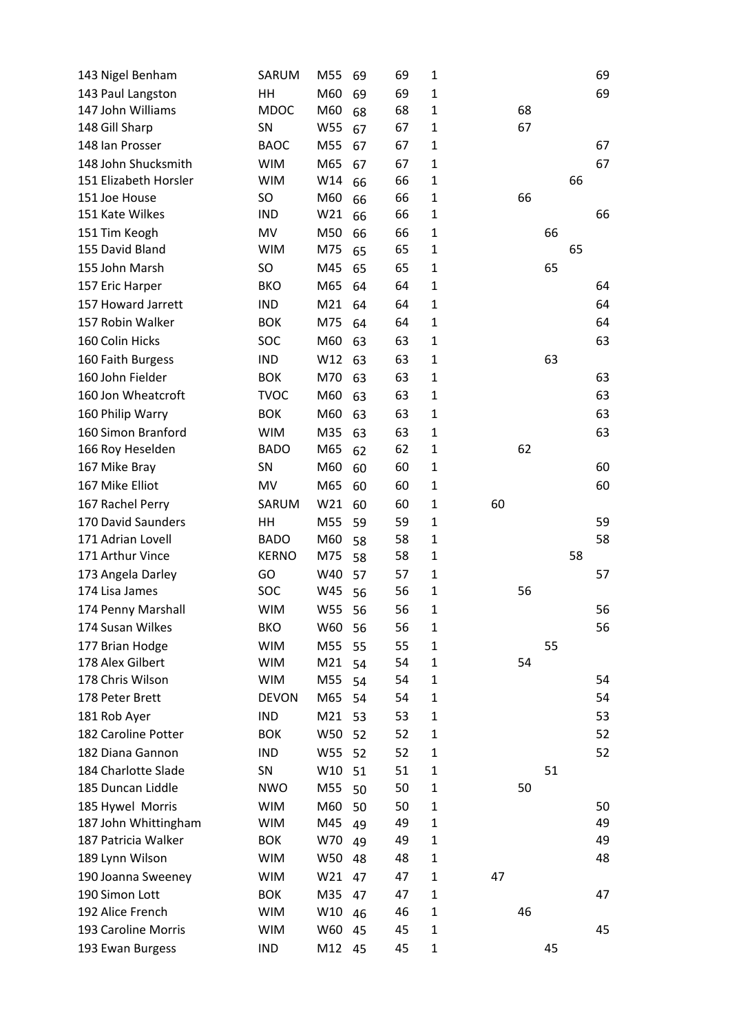| | | | | | | | | | | | |
|---|---|---|---|---|---|---|---|---|---|---|---|
| 143 | Nigel Benham | SARUM | M55 | 69 | 69 | 1 | | | | | 69 |
| 143 | Paul Langston | HH | M60 | 69 | 69 | 1 | | | | | 69 |
| 147 | John Williams | MDOC | M60 | 68 | 68 | 1 | | 68 | | | |
| 148 | Gill Sharp | SN | W55 | 67 | 67 | 1 | | 67 | | | |
| 148 | Ian Prosser | BAOC | M55 | 67 | 67 | 1 | | | | | 67 |
| 148 | John Shucksmith | WIM | M65 | 67 | 67 | 1 | | | | | 67 |
| 151 | Elizabeth Horsler | WIM | W14 | 66 | 66 | 1 | | | | 66 | |
| 151 | Joe House | SO | M60 | 66 | 66 | 1 | | 66 | | | |
| 151 | Kate Wilkes | IND | W21 | 66 | 66 | 1 | | | | | 66 |
| 151 | Tim Keogh | MV | M50 | 66 | 66 | 1 | | | 66 | | |
| 155 | David Bland | WIM | M75 | 65 | 65 | 1 | | | | 65 | |
| 155 | John Marsh | SO | M45 | 65 | 65 | 1 | | | 65 | | |
| 157 | Eric Harper | BKO | M65 | 64 | 64 | 1 | | | | | 64 |
| 157 | Howard Jarrett | IND | M21 | 64 | 64 | 1 | | | | | 64 |
| 157 | Robin Walker | BOK | M75 | 64 | 64 | 1 | | | | | 64 |
| 160 | Colin Hicks | SOC | M60 | 63 | 63 | 1 | | | | | 63 |
| 160 | Faith Burgess | IND | W12 | 63 | 63 | 1 | | | 63 | | |
| 160 | John Fielder | BOK | M70 | 63 | 63 | 1 | | | | | 63 |
| 160 | Jon Wheatcroft | TVOC | M60 | 63 | 63 | 1 | | | | | 63 |
| 160 | Philip Warry | BOK | M60 | 63 | 63 | 1 | | | | | 63 |
| 160 | Simon Branford | WIM | M35 | 63 | 63 | 1 | | | | | 63 |
| 166 | Roy Heselden | BADO | M65 | 62 | 62 | 1 | | 62 | | | |
| 167 | Mike Bray | SN | M60 | 60 | 60 | 1 | | | | | 60 |
| 167 | Mike Elliot | MV | M65 | 60 | 60 | 1 | | | | | 60 |
| 167 | Rachel Perry | SARUM | W21 | 60 | 60 | 1 | 60 | | | | |
| 170 | David Saunders | HH | M55 | 59 | 59 | 1 | | | | | 59 |
| 171 | Adrian Lovell | BADO | M60 | 58 | 58 | 1 | | | | | 58 |
| 171 | Arthur Vince | KERNO | M75 | 58 | 58 | 1 | | | | 58 | |
| 173 | Angela Darley | GO | W40 | 57 | 57 | 1 | | | | | 57 |
| 174 | Lisa James | SOC | W45 | 56 | 56 | 1 | | 56 | | | |
| 174 | Penny Marshall | WIM | W55 | 56 | 56 | 1 | | | | | 56 |
| 174 | Susan Wilkes | BKO | W60 | 56 | 56 | 1 | | | | | 56 |
| 177 | Brian Hodge | WIM | M55 | 55 | 55 | 1 | | | 55 | | |
| 178 | Alex Gilbert | WIM | M21 | 54 | 54 | 1 | | 54 | | | |
| 178 | Chris Wilson | WIM | M55 | 54 | 54 | 1 | | | | | 54 |
| 178 | Peter Brett | DEVON | M65 | 54 | 54 | 1 | | | | | 54 |
| 181 | Rob Ayer | IND | M21 | 53 | 53 | 1 | | | | | 53 |
| 182 | Caroline Potter | BOK | W50 | 52 | 52 | 1 | | | | | 52 |
| 182 | Diana Gannon | IND | W55 | 52 | 52 | 1 | | | | | 52 |
| 184 | Charlotte Slade | SN | W10 | 51 | 51 | 1 | | | 51 | | |
| 185 | Duncan Liddle | NWO | M55 | 50 | 50 | 1 | | 50 | | | |
| 185 | Hywel Morris | WIM | M60 | 50 | 50 | 1 | | | | | 50 |
| 187 | John Whittingham | WIM | M45 | 49 | 49 | 1 | | | | | 49 |
| 187 | Patricia Walker | BOK | W70 | 49 | 49 | 1 | | | | | 49 |
| 189 | Lynn Wilson | WIM | W50 | 48 | 48 | 1 | | | | | 48 |
| 190 | Joanna Sweeney | WIM | W21 | 47 | 47 | 1 | 47 | | | | |
| 190 | Simon Lott | BOK | M35 | 47 | 47 | 1 | | | | | 47 |
| 192 | Alice French | WIM | W10 | 46 | 46 | 1 | | 46 | | | |
| 193 | Caroline Morris | WIM | W60 | 45 | 45 | 1 | | | | | 45 |
| 193 | Ewan Burgess | IND | M12 | 45 | 45 | 1 | | | 45 | | |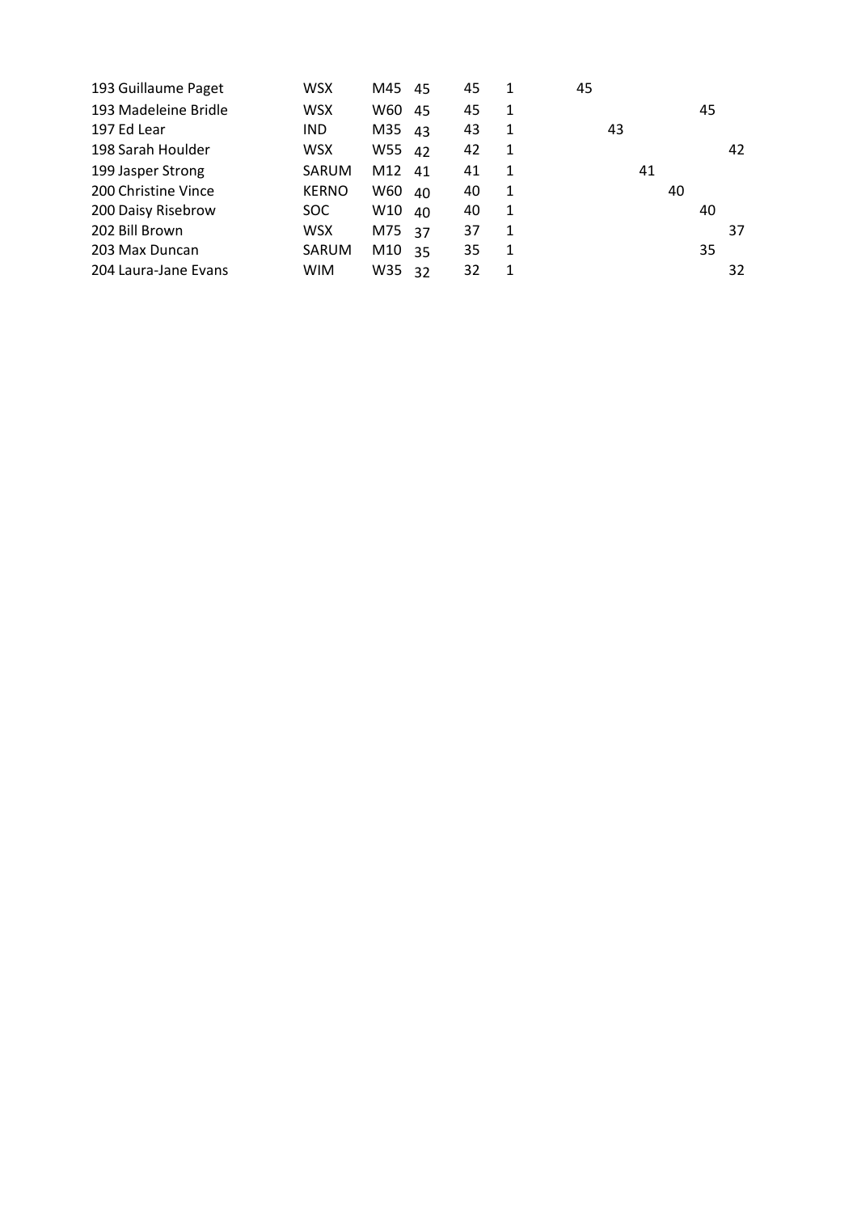| | | | | | | | | | | | |
|---|---|---|---|---|---|---|---|---|---|---|---|
| 193 Guillaume Paget | WSX | M45 | 45 | 45 | 1 | 45 | | | | | |
| 193 Madeleine Bridle | WSX | W60 | 45 | 45 | 1 | | | | | 45 | |
| 197 Ed Lear | IND | M35 | 43 | 43 | 1 | | 43 | | | | |
| 198 Sarah Houlder | WSX | W55 | 42 | 42 | 1 | | | | | | 42 |
| 199 Jasper Strong | SARUM | M12 | 41 | 41 | 1 | | | 41 | | | |
| 200 Christine Vince | KERNO | W60 | 40 | 40 | 1 | | | | 40 | | |
| 200 Daisy Risebrow | SOC | W10 | 40 | 40 | 1 | | | | | 40 | |
| 202 Bill Brown | WSX | M75 | 37 | 37 | 1 | | | | | | 37 |
| 203 Max Duncan | SARUM | M10 | 35 | 35 | 1 | | | | | 35 | |
| 204 Laura-Jane Evans | WIM | W35 | 32 | 32 | 1 | | | | | | 32 |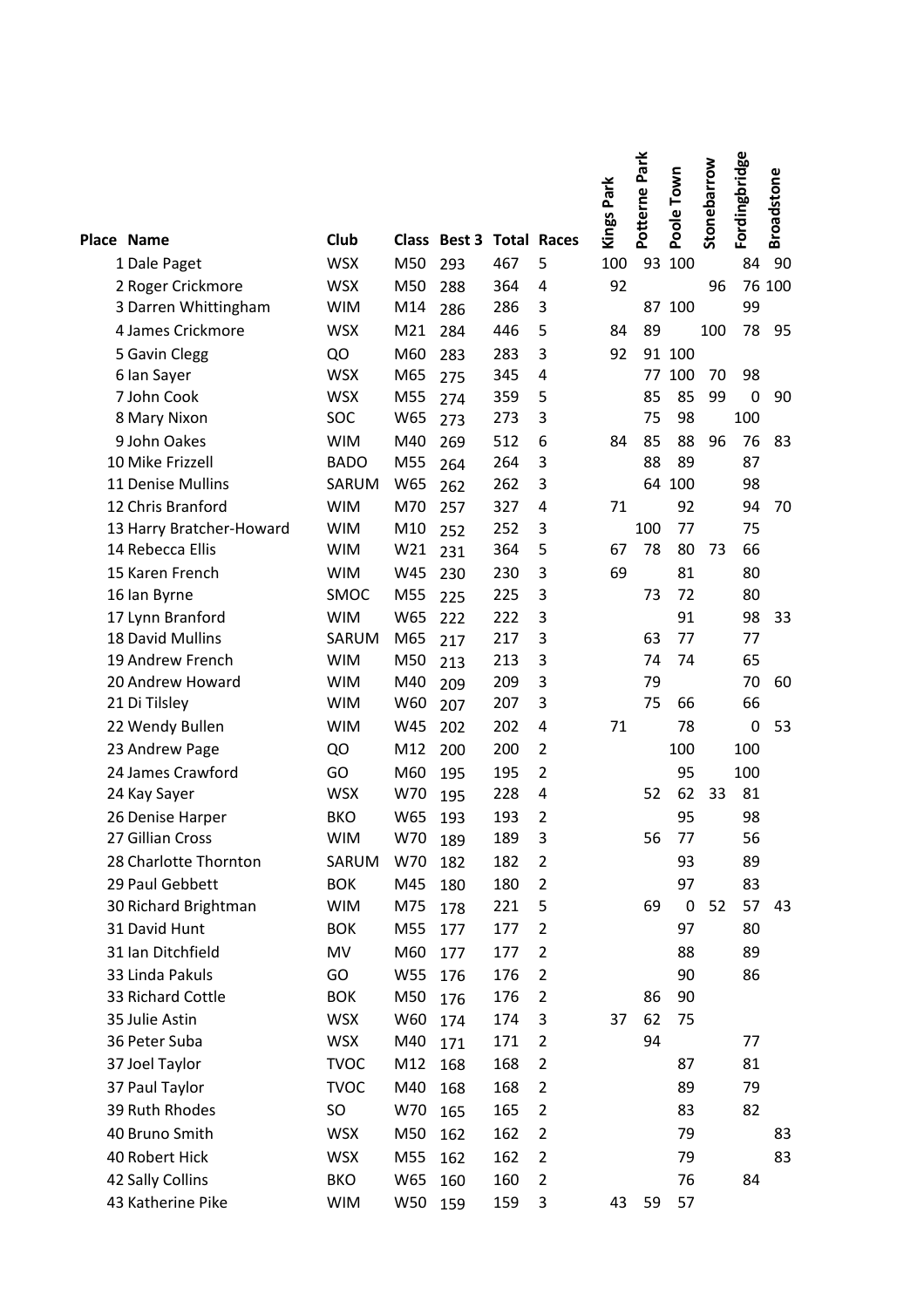| Place | Name | Club | Class | Best 3 | Total | Races | Kings Park | Potterne Park | Poole Town | Stonebarrow | Fordingbridge | Broadstone |
|---|---|---|---|---|---|---|---|---|---|---|---|---|
| 1 | Dale Paget | WSX | M50 | 293 | 467 | 5 | 100 | 93 | 100 | | 84 | 90 |
| 2 | Roger Crickmore | WSX | M50 | 288 | 364 | 4 | 92 | | | 96 | 76 | 100 |
| 3 | Darren Whittingham | WIM | M14 | 286 | 286 | 3 | | 87 | 100 | | 99 | |
| 4 | James Crickmore | WSX | M21 | 284 | 446 | 5 | 84 | 89 | | 100 | 78 | 95 |
| 5 | Gavin Clegg | QO | M60 | 283 | 283 | 3 | 92 | 91 | 100 | | | |
| 6 | Ian Sayer | WSX | M65 | 275 | 345 | 4 | | 77 | 100 | 70 | 98 | |
| 7 | John Cook | WSX | M55 | 274 | 359 | 5 | | 85 | 85 | 99 | 0 | 90 |
| 8 | Mary Nixon | SOC | W65 | 273 | 273 | 3 | | 75 | 98 | | 100 | |
| 9 | John Oakes | WIM | M40 | 269 | 512 | 6 | 84 | 85 | 88 | 96 | 76 | 83 |
| 10 | Mike Frizzell | BADO | M55 | 264 | 264 | 3 | | 88 | 89 | | 87 | |
| 11 | Denise Mullins | SARUM | W65 | 262 | 262 | 3 | | 64 | 100 | | 98 | |
| 12 | Chris Branford | WIM | M70 | 257 | 327 | 4 | 71 | | 92 | | 94 | 70 |
| 13 | Harry Bratcher-Howard | WIM | M10 | 252 | 252 | 3 | | 100 | 77 | | 75 | |
| 14 | Rebecca Ellis | WIM | W21 | 231 | 364 | 5 | 67 | 78 | 80 | 73 | 66 | |
| 15 | Karen French | WIM | W45 | 230 | 230 | 3 | 69 | | 81 | | 80 | |
| 16 | Ian Byrne | SMOC | M55 | 225 | 225 | 3 | | 73 | 72 | | 80 | |
| 17 | Lynn Branford | WIM | W65 | 222 | 222 | 3 | | | 91 | | 98 | 33 |
| 18 | David Mullins | SARUM | M65 | 217 | 217 | 3 | | 63 | 77 | | 77 | |
| 19 | Andrew French | WIM | M50 | 213 | 213 | 3 | | 74 | 74 | | 65 | |
| 20 | Andrew Howard | WIM | M40 | 209 | 209 | 3 | | 79 | | | 70 | 60 |
| 21 | Di Tilsley | WIM | W60 | 207 | 207 | 3 | | 75 | 66 | | 66 | |
| 22 | Wendy Bullen | WIM | W45 | 202 | 202 | 4 | 71 | | 78 | | 0 | 53 |
| 23 | Andrew Page | QO | M12 | 200 | 200 | 2 | | | 100 | | 100 | |
| 24 | James Crawford | GO | M60 | 195 | 195 | 2 | | | 95 | | 100 | |
| 24 | Kay Sayer | WSX | W70 | 195 | 228 | 4 | | 52 | 62 | 33 | 81 | |
| 26 | Denise Harper | BKO | W65 | 193 | 193 | 2 | | | 95 | | 98 | |
| 27 | Gillian Cross | WIM | W70 | 189 | 189 | 3 | | 56 | 77 | | 56 | |
| 28 | Charlotte Thornton | SARUM | W70 | 182 | 182 | 2 | | | 93 | | 89 | |
| 29 | Paul Gebbett | BOK | M45 | 180 | 180 | 2 | | | 97 | | 83 | |
| 30 | Richard Brightman | WIM | M75 | 178 | 221 | 5 | | 69 | 0 | 52 | 57 | 43 |
| 31 | David Hunt | BOK | M55 | 177 | 177 | 2 | | | 97 | | 80 | |
| 31 | Ian Ditchfield | MV | M60 | 177 | 177 | 2 | | | 88 | | 89 | |
| 33 | Linda Pakuls | GO | W55 | 176 | 176 | 2 | | | 90 | | 86 | |
| 33 | Richard Cottle | BOK | M50 | 176 | 176 | 2 | | 86 | 90 | | | |
| 35 | Julie Astin | WSX | W60 | 174 | 174 | 3 | 37 | 62 | 75 | | | |
| 36 | Peter Suba | WSX | M40 | 171 | 171 | 2 | | 94 | | | 77 | |
| 37 | Joel Taylor | TVOC | M12 | 168 | 168 | 2 | | | 87 | | 81 | |
| 37 | Paul Taylor | TVOC | M40 | 168 | 168 | 2 | | | 89 | | 79 | |
| 39 | Ruth Rhodes | SO | W70 | 165 | 165 | 2 | | | 83 | | 82 | |
| 40 | Bruno Smith | WSX | M50 | 162 | 162 | 2 | | | 79 | | | 83 |
| 40 | Robert Hick | WSX | M55 | 162 | 162 | 2 | | | 79 | | | 83 |
| 42 | Sally Collins | BKO | W65 | 160 | 160 | 2 | | | 76 | | 84 | |
| 43 | Katherine Pike | WIM | W50 | 159 | 159 | 3 | 43 | 59 | 57 | | | |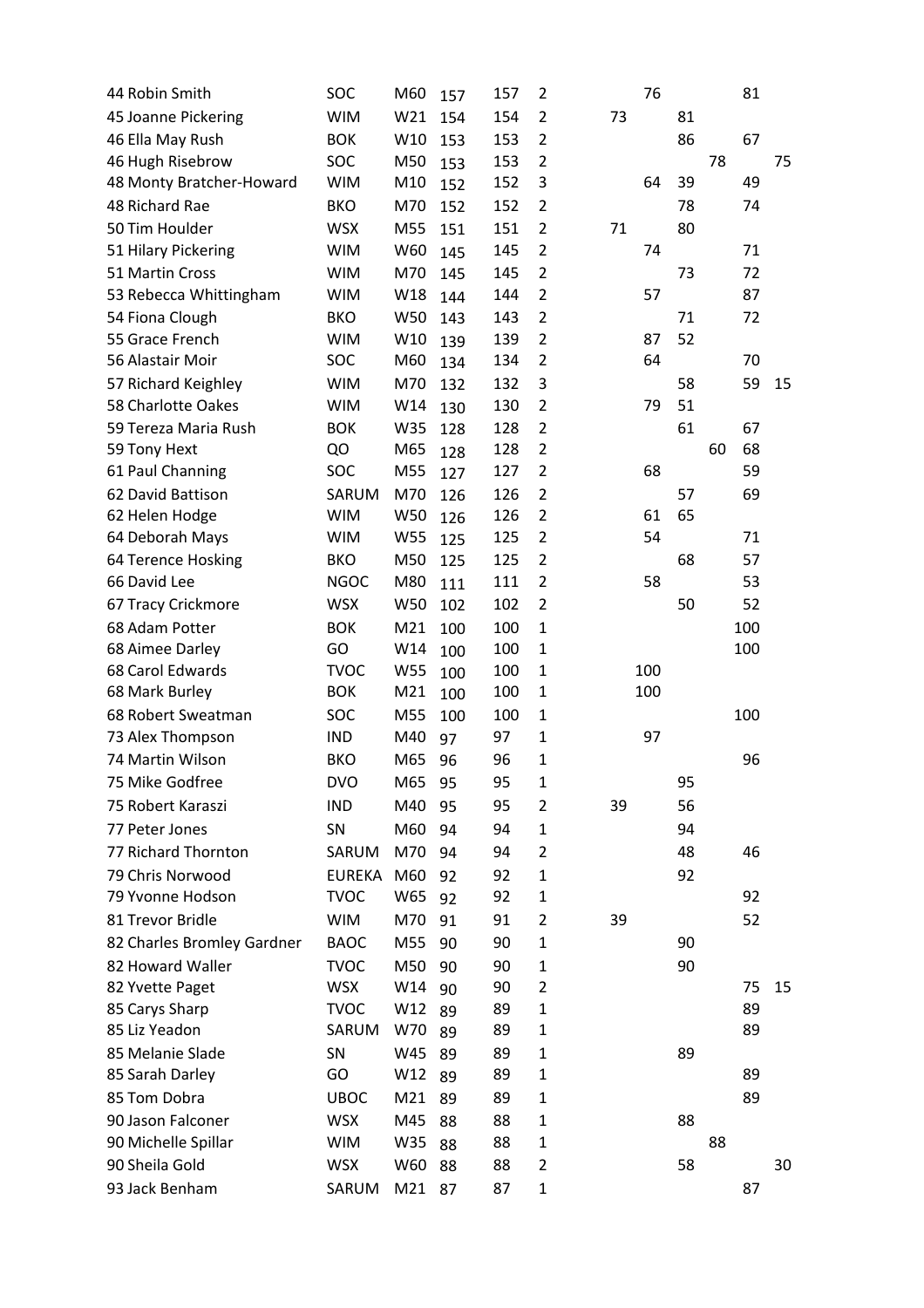| | | | | | | | | | | | |
|---|---|---|---|---|---|---|---|---|---|---|---|
| 44 Robin Smith | SOC | M60 | 157 | 157 | 2 | | 76 | | | 81 | |
| 45 Joanne Pickering | WIM | W21 | 154 | 154 | 2 | 73 | | 81 | | | |
| 46 Ella May Rush | BOK | W10 | 153 | 153 | 2 | | | 86 | | 67 | |
| 46 Hugh Risebrow | SOC | M50 | 153 | 153 | 2 | | | | 78 | | 75 |
| 48 Monty Bratcher-Howard | WIM | M10 | 152 | 152 | 3 | | 64 | 39 | | 49 | |
| 48 Richard Rae | BKO | M70 | 152 | 152 | 2 | | | 78 | | 74 | |
| 50 Tim Houlder | WSX | M55 | 151 | 151 | 2 | 71 | | 80 | | | |
| 51 Hilary Pickering | WIM | W60 | 145 | 145 | 2 | | 74 | | | 71 | |
| 51 Martin Cross | WIM | M70 | 145 | 145 | 2 | | | 73 | | 72 | |
| 53 Rebecca Whittingham | WIM | W18 | 144 | 144 | 2 | | 57 | | | 87 | |
| 54 Fiona Clough | BKO | W50 | 143 | 143 | 2 | | | 71 | | 72 | |
| 55 Grace French | WIM | W10 | 139 | 139 | 2 | | 87 | 52 | | | |
| 56 Alastair Moir | SOC | M60 | 134 | 134 | 2 | | 64 | | | 70 | |
| 57 Richard Keighley | WIM | M70 | 132 | 132 | 3 | | | 58 | | 59 | 15 |
| 58 Charlotte Oakes | WIM | W14 | 130 | 130 | 2 | | 79 | 51 | | | |
| 59 Tereza Maria Rush | BOK | W35 | 128 | 128 | 2 | | | 61 | | 67 | |
| 59 Tony Hext | QO | M65 | 128 | 128 | 2 | | | | 60 | 68 | |
| 61 Paul Channing | SOC | M55 | 127 | 127 | 2 | | 68 | | | 59 | |
| 62 David Battison | SARUM | M70 | 126 | 126 | 2 | | | 57 | | 69 | |
| 62 Helen Hodge | WIM | W50 | 126 | 126 | 2 | | 61 | 65 | | | |
| 64 Deborah Mays | WIM | W55 | 125 | 125 | 2 | | 54 | | | 71 | |
| 64 Terence Hosking | BKO | M50 | 125 | 125 | 2 | | | 68 | | 57 | |
| 66 David Lee | NGOC | M80 | 111 | 111 | 2 | | 58 | | | 53 | |
| 67 Tracy Crickmore | WSX | W50 | 102 | 102 | 2 | | | 50 | | 52 | |
| 68 Adam Potter | BOK | M21 | 100 | 100 | 1 | | | | | 100 | |
| 68 Aimee Darley | GO | W14 | 100 | 100 | 1 | | | | | 100 | |
| 68 Carol Edwards | TVOC | W55 | 100 | 100 | 1 | | 100 | | | | |
| 68 Mark Burley | BOK | M21 | 100 | 100 | 1 | | 100 | | | | |
| 68 Robert Sweatman | SOC | M55 | 100 | 100 | 1 | | | | | 100 | |
| 73 Alex Thompson | IND | M40 | 97 | 97 | 1 | | 97 | | | | |
| 74 Martin Wilson | BKO | M65 | 96 | 96 | 1 | | | | | 96 | |
| 75 Mike Godfree | DVO | M65 | 95 | 95 | 1 | | | 95 | | | |
| 75 Robert Karaszi | IND | M40 | 95 | 95 | 2 | 39 | | 56 | | | |
| 77 Peter Jones | SN | M60 | 94 | 94 | 1 | | | 94 | | | |
| 77 Richard Thornton | SARUM | M70 | 94 | 94 | 2 | | | 48 | | 46 | |
| 79 Chris Norwood | EUREKA | M60 | 92 | 92 | 1 | | | 92 | | | |
| 79 Yvonne Hodson | TVOC | W65 | 92 | 92 | 1 | | | | | 92 | |
| 81 Trevor Bridle | WIM | M70 | 91 | 91 | 2 | 39 | | | | 52 | |
| 82 Charles Bromley Gardner | BAOC | M55 | 90 | 90 | 1 | | | 90 | | | |
| 82 Howard Waller | TVOC | M50 | 90 | 90 | 1 | | | 90 | | | |
| 82 Yvette Paget | WSX | W14 | 90 | 90 | 2 | | | | | 75 | 15 |
| 85 Carys Sharp | TVOC | W12 | 89 | 89 | 1 | | | | | 89 | |
| 85 Liz Yeadon | SARUM | W70 | 89 | 89 | 1 | | | | | 89 | |
| 85 Melanie Slade | SN | W45 | 89 | 89 | 1 | | | 89 | | | |
| 85 Sarah Darley | GO | W12 | 89 | 89 | 1 | | | | | 89 | |
| 85 Tom Dobra | UBOC | M21 | 89 | 89 | 1 | | | | | 89 | |
| 90 Jason Falconer | WSX | M45 | 88 | 88 | 1 | | | 88 | | | |
| 90 Michelle Spillar | WIM | W35 | 88 | 88 | 1 | | | | 88 | | |
| 90 Sheila Gold | WSX | W60 | 88 | 88 | 2 | | | 58 | | | 30 |
| 93 Jack Benham | SARUM | M21 | 87 | 87 | 1 | | | | | 87 | |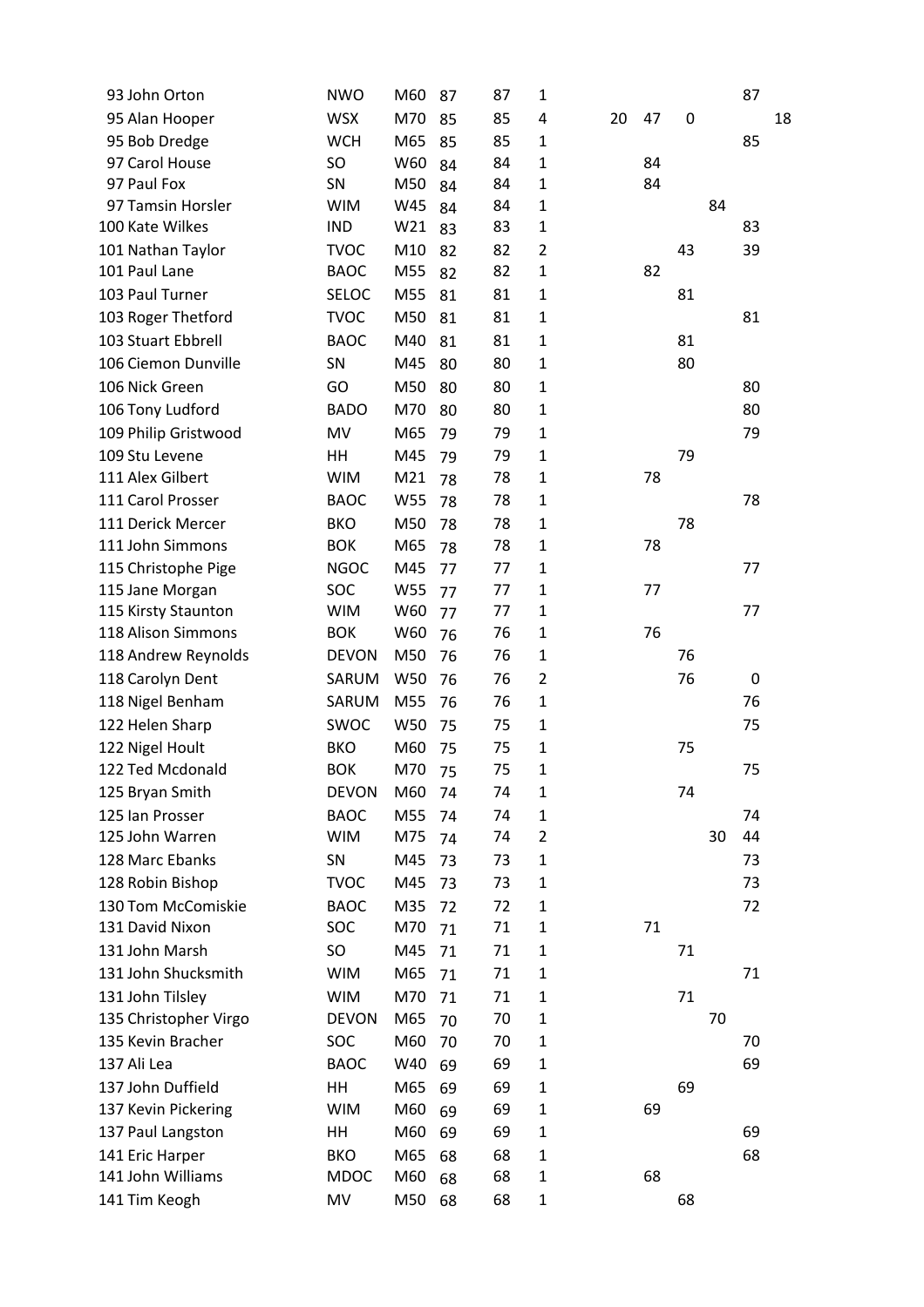| | | | | | | | | | | | | |
|---|---|---|---|---|---|---|---|---|---|---|---|---|
| 93 | John Orton | NWO | M60 | 87 | 87 | 1 | | | | | 87 | |
| 95 | Alan Hooper | WSX | M70 | 85 | 85 | 4 | 20 | 47 | 0 | | | 18 |
| 95 | Bob Dredge | WCH | M65 | 85 | 85 | 1 | | | | | 85 | |
| 97 | Carol House | SO | W60 | 84 | 84 | 1 | | 84 | | | | |
| 97 | Paul Fox | SN | M50 | 84 | 84 | 1 | | 84 | | | | |
| 97 | Tamsin Horsler | WIM | W45 | 84 | 84 | 1 | | | | 84 | | |
| 100 | Kate Wilkes | IND | W21 | 83 | 83 | 1 | | | | | 83 | |
| 101 | Nathan Taylor | TVOC | M10 | 82 | 82 | 2 | | | 43 | | 39 | |
| 101 | Paul Lane | BAOC | M55 | 82 | 82 | 1 | | 82 | | | | |
| 103 | Paul Turner | SELOC | M55 | 81 | 81 | 1 | | | 81 | | | |
| 103 | Roger Thetford | TVOC | M50 | 81 | 81 | 1 | | | | | 81 | |
| 103 | Stuart Ebbrell | BAOC | M40 | 81 | 81 | 1 | | | 81 | | | |
| 106 | Ciemon Dunville | SN | M45 | 80 | 80 | 1 | | | 80 | | | |
| 106 | Nick Green | GO | M50 | 80 | 80 | 1 | | | | | 80 | |
| 106 | Tony Ludford | BADO | M70 | 80 | 80 | 1 | | | | | 80 | |
| 109 | Philip Gristwood | MV | M65 | 79 | 79 | 1 | | | | | 79 | |
| 109 | Stu Levene | HH | M45 | 79 | 79 | 1 | | | 79 | | | |
| 111 | Alex Gilbert | WIM | M21 | 78 | 78 | 1 | | 78 | | | | |
| 111 | Carol Prosser | BAOC | W55 | 78 | 78 | 1 | | | | | 78 | |
| 111 | Derick Mercer | BKO | M50 | 78 | 78 | 1 | | | 78 | | | |
| 111 | John Simmons | BOK | M65 | 78 | 78 | 1 | | 78 | | | | |
| 115 | Christophe Pige | NGOC | M45 | 77 | 77 | 1 | | | | | 77 | |
| 115 | Jane Morgan | SOC | W55 | 77 | 77 | 1 | | 77 | | | | |
| 115 | Kirsty Staunton | WIM | W60 | 77 | 77 | 1 | | | | | 77 | |
| 118 | Alison Simmons | BOK | W60 | 76 | 76 | 1 | | 76 | | | | |
| 118 | Andrew Reynolds | DEVON | M50 | 76 | 76 | 1 | | | 76 | | | |
| 118 | Carolyn Dent | SARUM | W50 | 76 | 76 | 2 | | | 76 | | 0 | |
| 118 | Nigel Benham | SARUM | M55 | 76 | 76 | 1 | | | | | 76 | |
| 122 | Helen Sharp | SWOC | W50 | 75 | 75 | 1 | | | | | 75 | |
| 122 | Nigel Hoult | BKO | M60 | 75 | 75 | 1 | | | 75 | | | |
| 122 | Ted Mcdonald | BOK | M70 | 75 | 75 | 1 | | | | | 75 | |
| 125 | Bryan Smith | DEVON | M60 | 74 | 74 | 1 | | | 74 | | | |
| 125 | Ian Prosser | BAOC | M55 | 74 | 74 | 1 | | | | | 74 | |
| 125 | John Warren | WIM | M75 | 74 | 74 | 2 | | | | 30 | 44 | |
| 128 | Marc Ebanks | SN | M45 | 73 | 73 | 1 | | | | | 73 | |
| 128 | Robin Bishop | TVOC | M45 | 73 | 73 | 1 | | | | | 73 | |
| 130 | Tom McComiskie | BAOC | M35 | 72 | 72 | 1 | | | | | 72 | |
| 131 | David Nixon | SOC | M70 | 71 | 71 | 1 | | 71 | | | | |
| 131 | John Marsh | SO | M45 | 71 | 71 | 1 | | | 71 | | | |
| 131 | John Shucksmith | WIM | M65 | 71 | 71 | 1 | | | | | 71 | |
| 131 | John Tilsley | WIM | M70 | 71 | 71 | 1 | | | 71 | | | |
| 135 | Christopher Virgo | DEVON | M65 | 70 | 70 | 1 | | | | 70 | | |
| 135 | Kevin Bracher | SOC | M60 | 70 | 70 | 1 | | | | | 70 | |
| 137 | Ali Lea | BAOC | W40 | 69 | 69 | 1 | | | | | 69 | |
| 137 | John Duffield | HH | M65 | 69 | 69 | 1 | | | 69 | | | |
| 137 | Kevin Pickering | WIM | M60 | 69 | 69 | 1 | | 69 | | | | |
| 137 | Paul Langston | HH | M60 | 69 | 69 | 1 | | | | | 69 | |
| 141 | Eric Harper | BKO | M65 | 68 | 68 | 1 | | | | | 68 | |
| 141 | John Williams | MDOC | M60 | 68 | 68 | 1 | | 68 | | | | |
| 141 | Tim Keogh | MV | M50 | 68 | 68 | 1 | | | 68 | | | |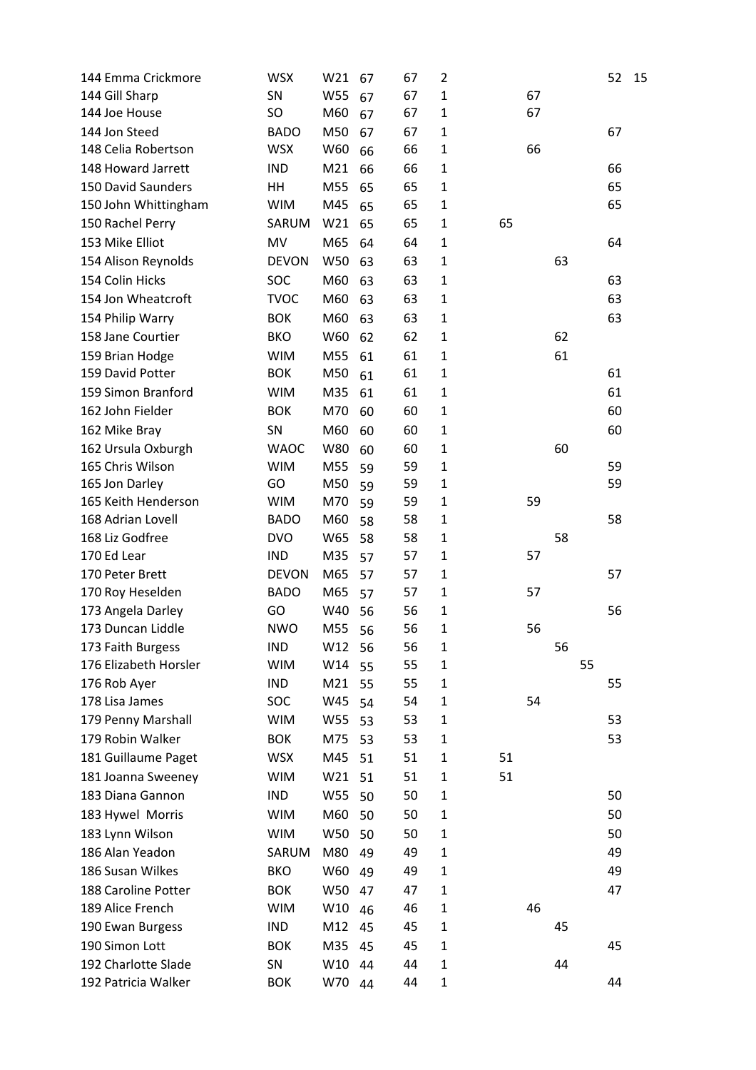| | | | | | | | | | | | | |
|---|---|---|---|---|---|---|---|---|---|---|---|---|
| 144 | Emma Crickmore | WSX | W21 | 67 | 67 | 2 | | | | | 52 | 15 |
| 144 | Gill Sharp | SN | W55 | 67 | 67 | 1 | | 67 | | | | |
| 144 | Joe House | SO | M60 | 67 | 67 | 1 | | 67 | | | | |
| 144 | Jon Steed | BADO | M50 | 67 | 67 | 1 | | | | | 67 | |
| 148 | Celia Robertson | WSX | W60 | 66 | 66 | 1 | | 66 | | | | |
| 148 | Howard Jarrett | IND | M21 | 66 | 66 | 1 | | | | | 66 | |
| 150 | David Saunders | HH | M55 | 65 | 65 | 1 | | | | | 65 | |
| 150 | John Whittingham | WIM | M45 | 65 | 65 | 1 | | | | | 65 | |
| 150 | Rachel Perry | SARUM | W21 | 65 | 65 | 1 | 65 | | | | | |
| 153 | Mike Elliot | MV | M65 | 64 | 64 | 1 | | | | | 64 | |
| 154 | Alison Reynolds | DEVON | W50 | 63 | 63 | 1 | | | 63 | | | |
| 154 | Colin Hicks | SOC | M60 | 63 | 63 | 1 | | | | | 63 | |
| 154 | Jon Wheatcroft | TVOC | M60 | 63 | 63 | 1 | | | | | 63 | |
| 154 | Philip Warry | BOK | M60 | 63 | 63 | 1 | | | | | 63 | |
| 158 | Jane Courtier | BKO | W60 | 62 | 62 | 1 | | | 62 | | | |
| 159 | Brian Hodge | WIM | M55 | 61 | 61 | 1 | | | 61 | | | |
| 159 | David Potter | BOK | M50 | 61 | 61 | 1 | | | | | 61 | |
| 159 | Simon Branford | WIM | M35 | 61 | 61 | 1 | | | | | 61 | |
| 162 | John Fielder | BOK | M70 | 60 | 60 | 1 | | | | | 60 | |
| 162 | Mike Bray | SN | M60 | 60 | 60 | 1 | | | | | 60 | |
| 162 | Ursula Oxburgh | WAOC | W80 | 60 | 60 | 1 | | | 60 | | | |
| 165 | Chris Wilson | WIM | M55 | 59 | 59 | 1 | | | | | 59 | |
| 165 | Jon Darley | GO | M50 | 59 | 59 | 1 | | | | | 59 | |
| 165 | Keith Henderson | WIM | M70 | 59 | 59 | 1 | | 59 | | | | |
| 168 | Adrian Lovell | BADO | M60 | 58 | 58 | 1 | | | | | 58 | |
| 168 | Liz Godfree | DVO | W65 | 58 | 58 | 1 | | | 58 | | | |
| 170 | Ed Lear | IND | M35 | 57 | 57 | 1 | | 57 | | | | |
| 170 | Peter Brett | DEVON | M65 | 57 | 57 | 1 | | | | | 57 | |
| 170 | Roy Heselden | BADO | M65 | 57 | 57 | 1 | | 57 | | | | |
| 173 | Angela Darley | GO | W40 | 56 | 56 | 1 | | | | | 56 | |
| 173 | Duncan Liddle | NWO | M55 | 56 | 56 | 1 | | 56 | | | | |
| 173 | Faith Burgess | IND | W12 | 56 | 56 | 1 | | | 56 | | | |
| 176 | Elizabeth Horsler | WIM | W14 | 55 | 55 | 1 | | | | 55 | | |
| 176 | Rob Ayer | IND | M21 | 55 | 55 | 1 | | | | | 55 | |
| 178 | Lisa James | SOC | W45 | 54 | 54 | 1 | | 54 | | | | |
| 179 | Penny Marshall | WIM | W55 | 53 | 53 | 1 | | | | | 53 | |
| 179 | Robin Walker | BOK | M75 | 53 | 53 | 1 | | | | | 53 | |
| 181 | Guillaume Paget | WSX | M45 | 51 | 51 | 1 | 51 | | | | | |
| 181 | Joanna Sweeney | WIM | W21 | 51 | 51 | 1 | 51 | | | | | |
| 183 | Diana Gannon | IND | W55 | 50 | 50 | 1 | | | | | 50 | |
| 183 | Hywel Morris | WIM | M60 | 50 | 50 | 1 | | | | | 50 | |
| 183 | Lynn Wilson | WIM | W50 | 50 | 50 | 1 | | | | | 50 | |
| 186 | Alan Yeadon | SARUM | M80 | 49 | 49 | 1 | | | | | 49 | |
| 186 | Susan Wilkes | BKO | W60 | 49 | 49 | 1 | | | | | 49 | |
| 188 | Caroline Potter | BOK | W50 | 47 | 47 | 1 | | | | | 47 | |
| 189 | Alice French | WIM | W10 | 46 | 46 | 1 | | 46 | | | | |
| 190 | Ewan Burgess | IND | M12 | 45 | 45 | 1 | | | 45 | | | |
| 190 | Simon Lott | BOK | M35 | 45 | 45 | 1 | | | | | 45 | |
| 192 | Charlotte Slade | SN | W10 | 44 | 44 | 1 | | | 44 | | | |
| 192 | Patricia Walker | BOK | W70 | 44 | 44 | 1 | | | | | 44 | |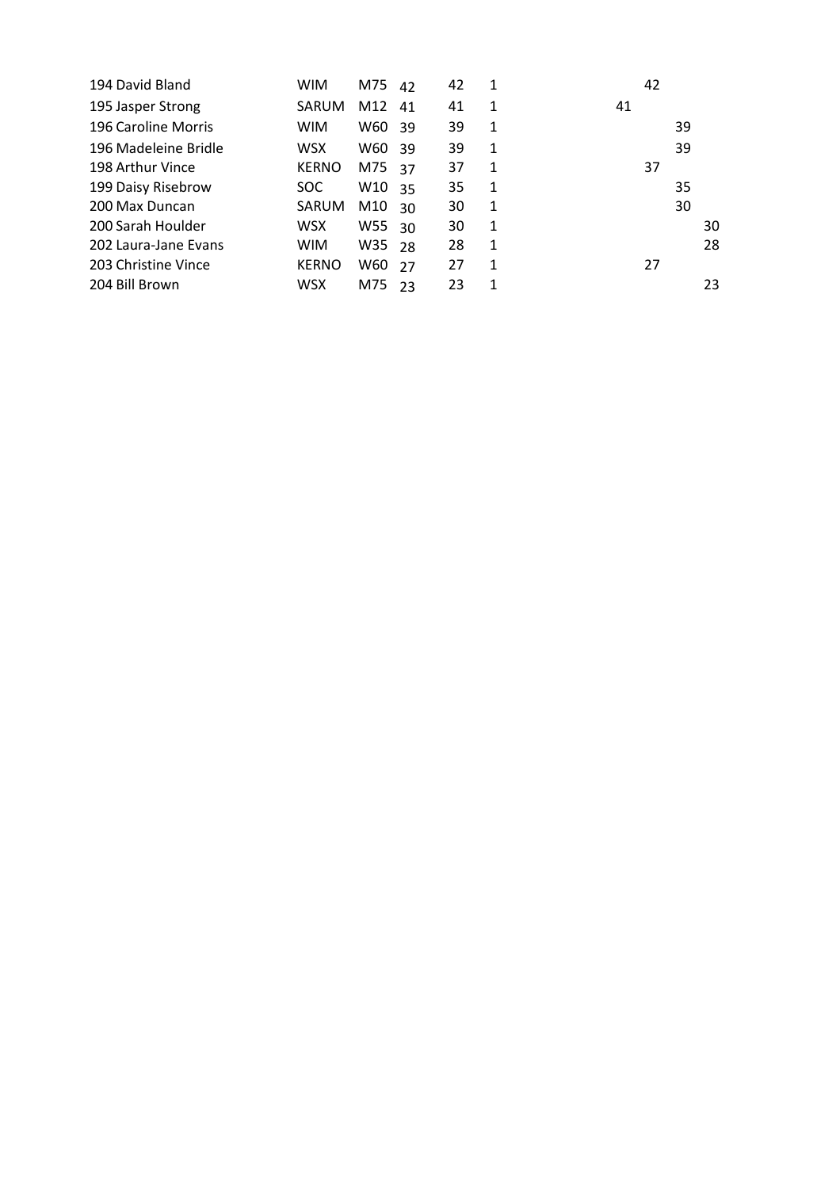| | | | | | | | | | | |
|---|---|---|---|---|---|---|---|---|---|---|
| 194 | David Bland | WIM | M75 | 42 | 42 | 1 | | 42 | | |
| 195 | Jasper Strong | SARUM | M12 | 41 | 41 | 1 | 41 | | | |
| 196 | Caroline Morris | WIM | W60 | 39 | 39 | 1 | | | 39 | |
| 196 | Madeleine Bridle | WSX | W60 | 39 | 39 | 1 | | | 39 | |
| 198 | Arthur Vince | KERNO | M75 | 37 | 37 | 1 | | 37 | | |
| 199 | Daisy Risebrow | SOC | W10 | 35 | 35 | 1 | | | 35 | |
| 200 | Max Duncan | SARUM | M10 | 30 | 30 | 1 | | | 30 | |
| 200 | Sarah Houlder | WSX | W55 | 30 | 30 | 1 | | | | 30 |
| 202 | Laura-Jane Evans | WIM | W35 | 28 | 28 | 1 | | | | 28 |
| 203 | Christine Vince | KERNO | W60 | 27 | 27 | 1 | | 27 | | |
| 204 | Bill Brown | WSX | M75 | 23 | 23 | 1 | | | | 23 |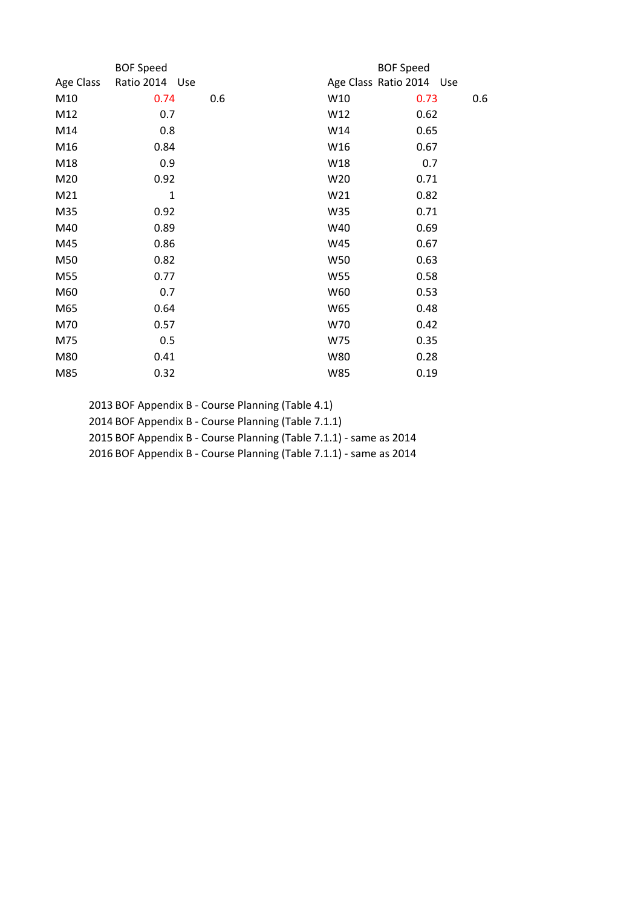| Age Class | BOF Speed Ratio 2014 | Use |
|---|---|---|
| M10 | 0.74 | 0.6 |
| M12 | 0.7 | |
| M14 | 0.8 | |
| M16 | 0.84 | |
| M18 | 0.9 | |
| M20 | 0.92 | |
| M21 | 1 | |
| M35 | 0.92 | |
| M40 | 0.89 | |
| M45 | 0.86 | |
| M50 | 0.82 | |
| M55 | 0.77 | |
| M60 | 0.7 | |
| M65 | 0.64 | |
| M70 | 0.57 | |
| M75 | 0.5 | |
| M80 | 0.41 | |
| M85 | 0.32 | |

| Age Class | BOF Speed Ratio 2014 | Use |
|---|---|---|
| W10 | 0.73 | 0.6 |
| W12 | 0.62 | |
| W14 | 0.65 | |
| W16 | 0.67 | |
| W18 | 0.7 | |
| W20 | 0.71 | |
| W21 | 0.82 | |
| W35 | 0.71 | |
| W40 | 0.69 | |
| W45 | 0.67 | |
| W50 | 0.63 | |
| W55 | 0.58 | |
| W60 | 0.53 | |
| W65 | 0.48 | |
| W70 | 0.42 | |
| W75 | 0.35 | |
| W80 | 0.28 | |
| W85 | 0.19 | |

2013 BOF Appendix B - Course Planning (Table 4.1)
2014 BOF Appendix B - Course Planning (Table 7.1.1)
2015 BOF Appendix B - Course Planning (Table 7.1.1) - same as 2014
2016 BOF Appendix B - Course Planning (Table 7.1.1) - same as 2014